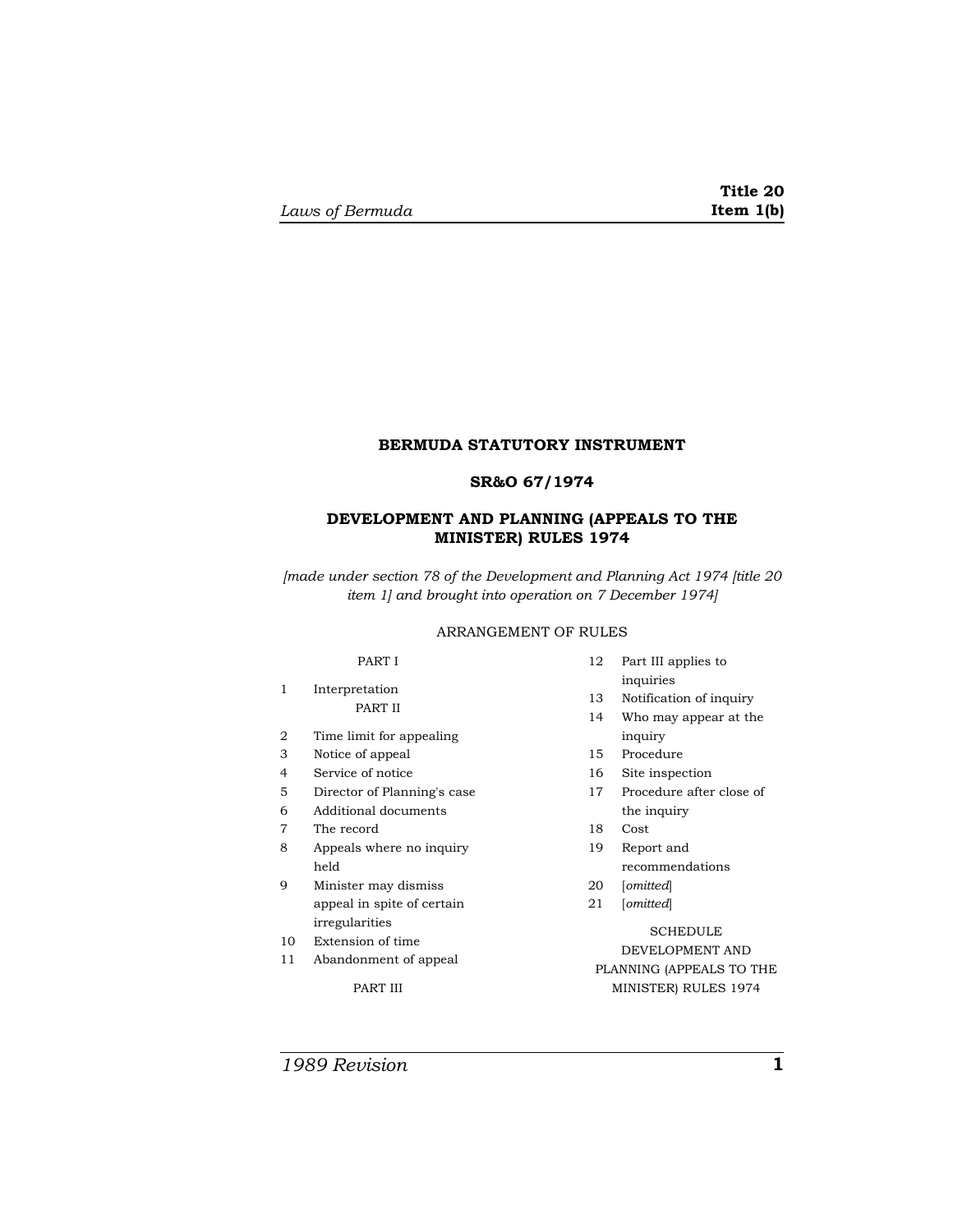# BERMUDA STATUTORY INSTRUMENT

## SR&O 67/1974

## DEVELOPMENT AND PLANNING (APPEALS TO THE MINISTER) RULES 1974

*[made under section 78 of the Development and Planning Act 1974 [title 20 item 1] and brought into operation on 7 December 1974]*

ARRANGEMENT OF RULES

PART I

1 Interpretation

PART II

2 Time limit for appealing
3 Notice of appeal
4 Service of notice
5 Director of Planning's case
6 Additional documents
7 The record
8 Appeals where no inquiry held
9 Minister may dismiss appeal in spite of certain irregularities
10 Extension of time
11 Abandonment of appeal

PART III

12 Part III applies to inquiries
13 Notification of inquiry
14 Who may appear at the inquiry
15 Procedure
16 Site inspection
17 Procedure after close of the inquiry
18 Cost
19 Report and recommendations
20 [*omitted*]
21 [*omitted*]

SCHEDULE
DEVELOPMENT AND PLANNING (APPEALS TO THE MINISTER) RULES 1974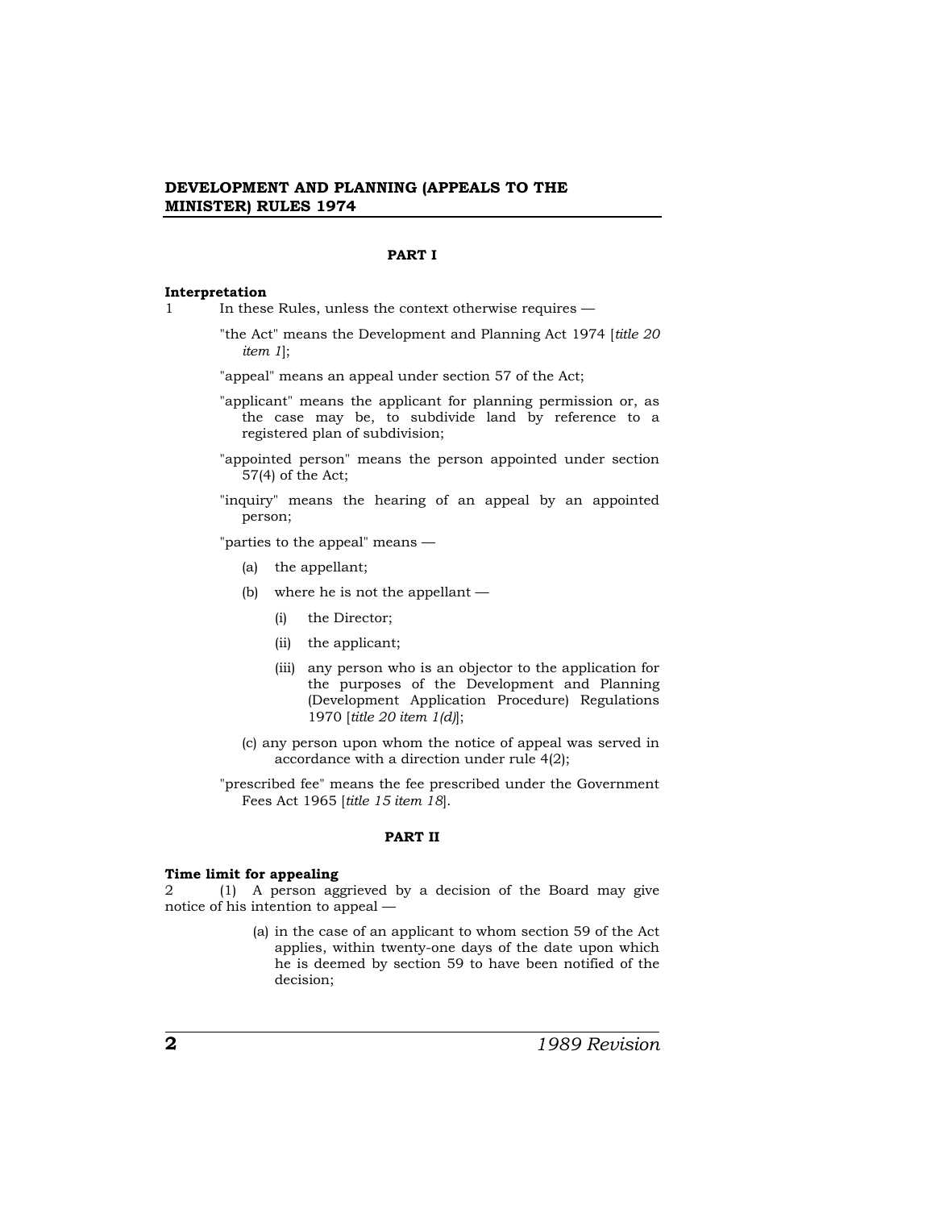**DEVELOPMENT AND PLANNING (APPEALS TO THE MINISTER) RULES 1974**

## PART I

**Interpretation**

1 In these Rules, unless the context otherwise requires —

"the Act" means the Development and Planning Act 1974 [*title 20 item 1*];

"appeal" means an appeal under section 57 of the Act;

"applicant" means the applicant for planning permission or, as the case may be, to subdivide land by reference to a registered plan of subdivision;

"appointed person" means the person appointed under section 57(4) of the Act;

"inquiry" means the hearing of an appeal by an appointed person;

"parties to the appeal" means —

- (a) the appellant;
- (b) where he is not the appellant —
  - (i) the Director;
  - (ii) the applicant;
  - (iii) any person who is an objector to the application for the purposes of the Development and Planning (Development Application Procedure) Regulations 1970 [*title 20 item 1(d)*];
- (c) any person upon whom the notice of appeal was served in accordance with a direction under rule 4(2);

"prescribed fee" means the fee prescribed under the Government Fees Act 1965 [*title 15 item 18*].

## PART II

**Time limit for appealing**

2 (1) A person aggrieved by a decision of the Board may give notice of his intention to appeal —

- (a) in the case of an applicant to whom section 59 of the Act applies, within twenty-one days of the date upon which he is deemed by section 59 to have been notified of the decision;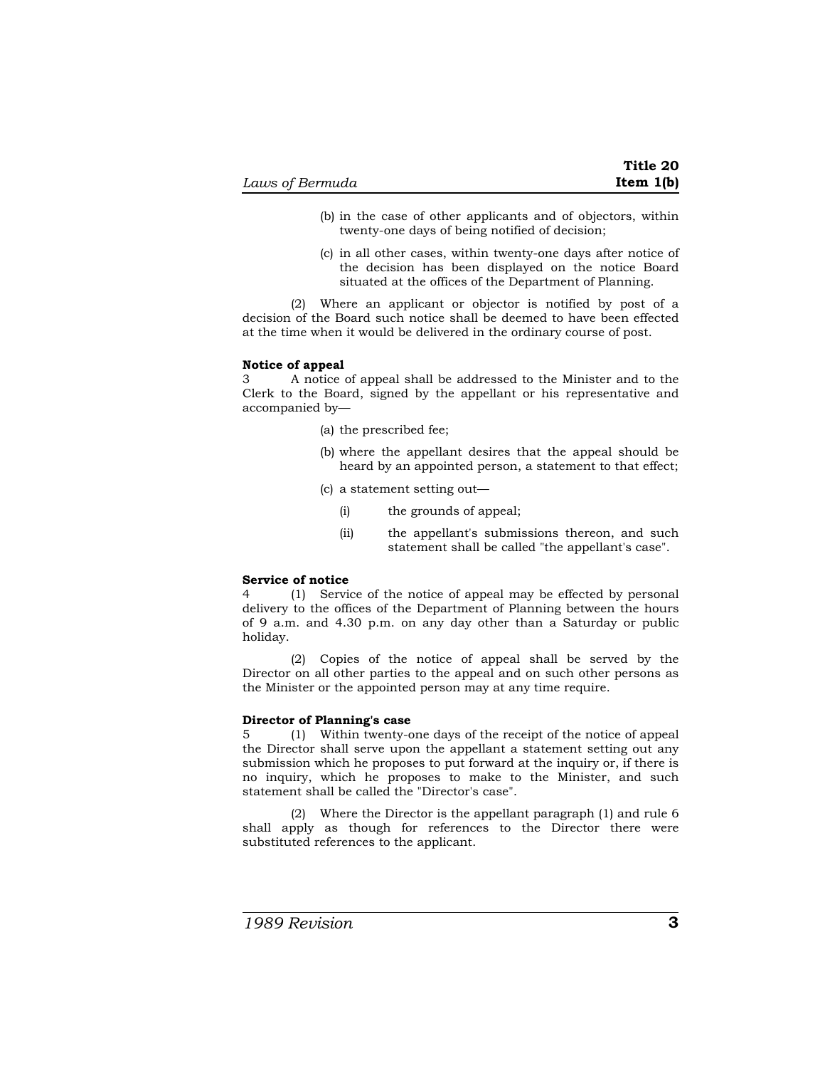(b) in the case of other applicants and of objectors, within twenty-one days of being notified of decision;

(c) in all other cases, within twenty-one days after notice of the decision has been displayed on the notice Board situated at the offices of the Department of Planning.

(2) Where an applicant or objector is notified by post of a decision of the Board such notice shall be deemed to have been effected at the time when it would be delivered in the ordinary course of post.

**Notice of appeal**

3 A notice of appeal shall be addressed to the Minister and to the Clerk to the Board, signed by the appellant or his representative and accompanied by—

(a) the prescribed fee;

(b) where the appellant desires that the appeal should be heard by an appointed person, a statement to that effect;

(c) a statement setting out—

(i) the grounds of appeal;

(ii) the appellant's submissions thereon, and such statement shall be called "the appellant's case".

**Service of notice**

4 (1) Service of the notice of appeal may be effected by personal delivery to the offices of the Department of Planning between the hours of 9 a.m. and 4.30 p.m. on any day other than a Saturday or public holiday.

(2) Copies of the notice of appeal shall be served by the Director on all other parties to the appeal and on such other persons as the Minister or the appointed person may at any time require.

**Director of Planning's case**

5 (1) Within twenty-one days of the receipt of the notice of appeal the Director shall serve upon the appellant a statement setting out any submission which he proposes to put forward at the inquiry or, if there is no inquiry, which he proposes to make to the Minister, and such statement shall be called the "Director's case".

(2) Where the Director is the appellant paragraph (1) and rule 6 shall apply as though for references to the Director there were substituted references to the applicant.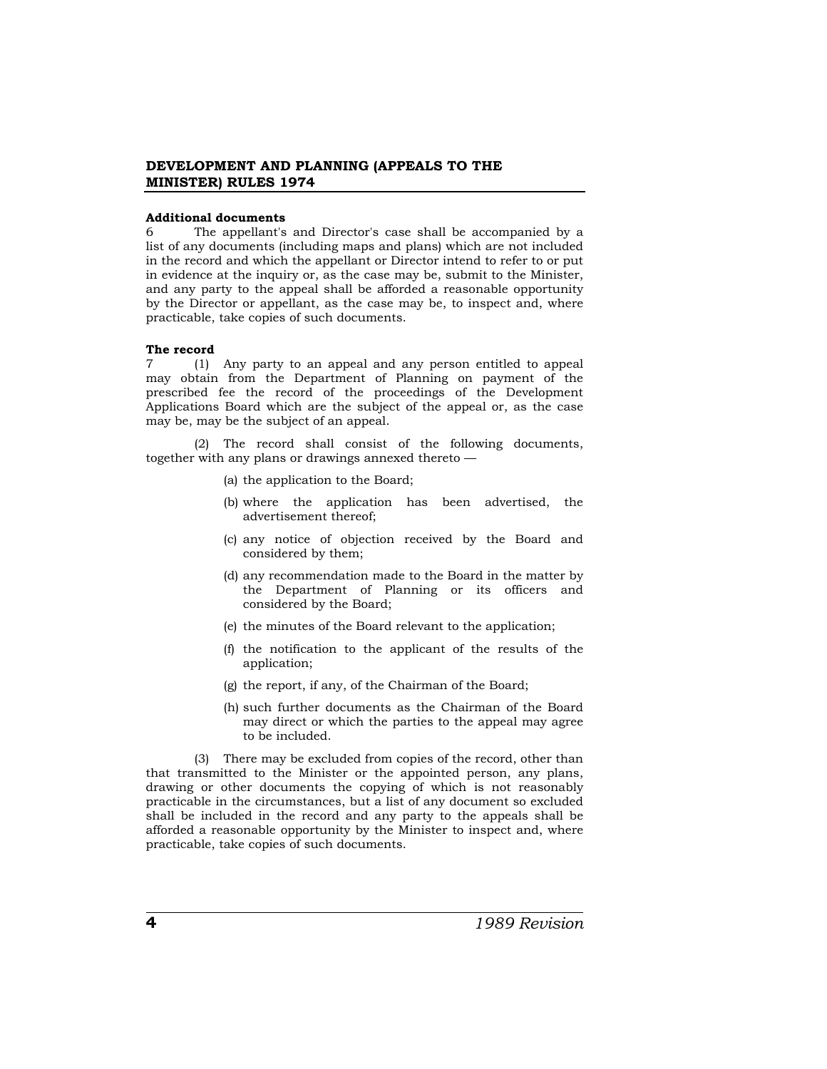**Additional documents**

6 The appellant's and Director's case shall be accompanied by a list of any documents (including maps and plans) which are not included in the record and which the appellant or Director intend to refer to or put in evidence at the inquiry or, as the case may be, submit to the Minister, and any party to the appeal shall be afforded a reasonable opportunity by the Director or appellant, as the case may be, to inspect and, where practicable, take copies of such documents.

**The record**

7 (1) Any party to an appeal and any person entitled to appeal may obtain from the Department of Planning on payment of the prescribed fee the record of the proceedings of the Development Applications Board which are the subject of the appeal or, as the case may be, may be the subject of an appeal.

(2) The record shall consist of the following documents, together with any plans or drawings annexed thereto —

(a) the application to the Board;

(b) where the application has been advertised, the advertisement thereof;

(c) any notice of objection received by the Board and considered by them;

(d) any recommendation made to the Board in the matter by the Department of Planning or its officers and considered by the Board;

(e) the minutes of the Board relevant to the application;

(f) the notification to the applicant of the results of the application;

(g) the report, if any, of the Chairman of the Board;

(h) such further documents as the Chairman of the Board may direct or which the parties to the appeal may agree to be included.

(3) There may be excluded from copies of the record, other than that transmitted to the Minister or the appointed person, any plans, drawing or other documents the copying of which is not reasonably practicable in the circumstances, but a list of any document so excluded shall be included in the record and any party to the appeals shall be afforded a reasonable opportunity by the Minister to inspect and, where practicable, take copies of such documents.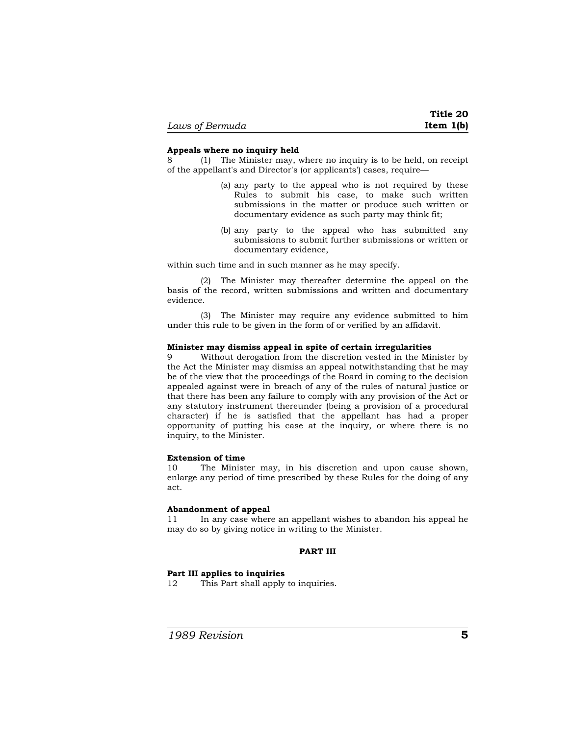**Appeals where no inquiry held**

8 (1) The Minister may, where no inquiry is to be held, on receipt of the appellant's and Director's (or applicants') cases, require—

(a) any party to the appeal who is not required by these Rules to submit his case, to make such written submissions in the matter or produce such written or documentary evidence as such party may think fit;

(b) any party to the appeal who has submitted any submissions to submit further submissions or written or documentary evidence,

within such time and in such manner as he may specify.

(2) The Minister may thereafter determine the appeal on the basis of the record, written submissions and written and documentary evidence.

(3) The Minister may require any evidence submitted to him under this rule to be given in the form of or verified by an affidavit.

**Minister may dismiss appeal in spite of certain irregularities**

9 Without derogation from the discretion vested in the Minister by the Act the Minister may dismiss an appeal notwithstanding that he may be of the view that the proceedings of the Board in coming to the decision appealed against were in breach of any of the rules of natural justice or that there has been any failure to comply with any provision of the Act or any statutory instrument thereunder (being a provision of a procedural character) if he is satisfied that the appellant has had a proper opportunity of putting his case at the inquiry, or where there is no inquiry, to the Minister.

**Extension of time**

10 The Minister may, in his discretion and upon cause shown, enlarge any period of time prescribed by these Rules for the doing of any act.

**Abandonment of appeal**

11 In any case where an appellant wishes to abandon his appeal he may do so by giving notice in writing to the Minister.

**PART III**

**Part III applies to inquiries**

12 This Part shall apply to inquiries.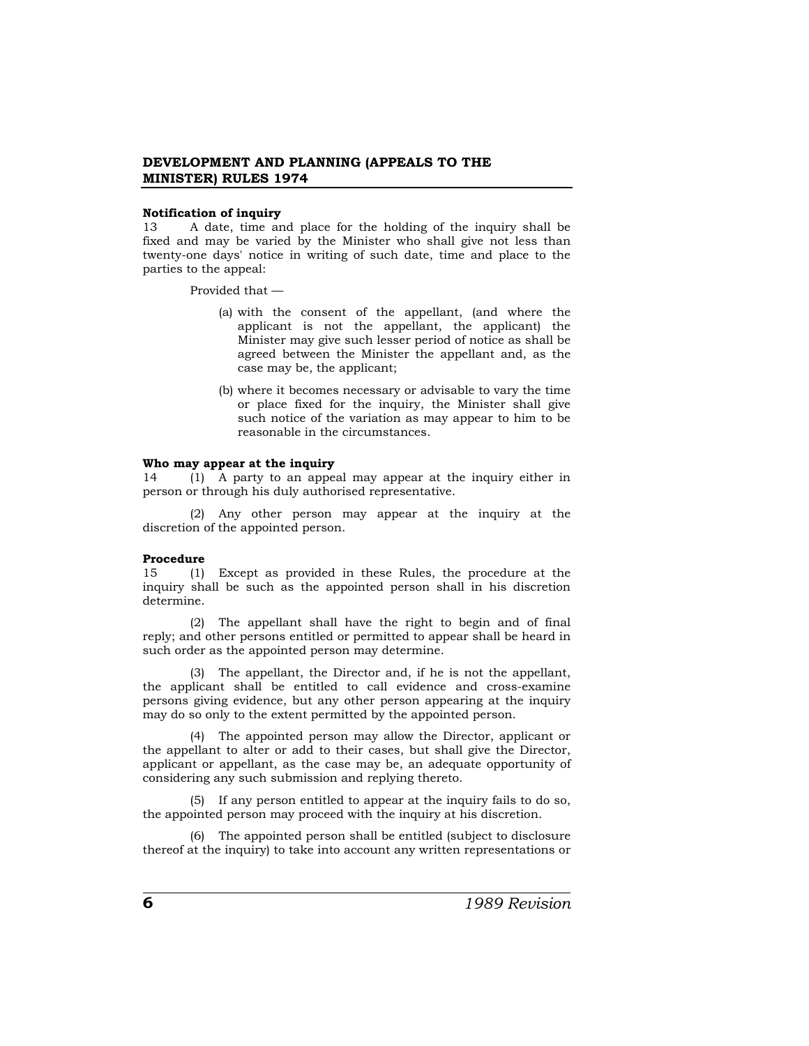**Notification of inquiry**

13 A date, time and place for the holding of the inquiry shall be fixed and may be varied by the Minister who shall give not less than twenty-one days' notice in writing of such date, time and place to the parties to the appeal:

Provided that —

(a) with the consent of the appellant, (and where the applicant is not the appellant, the applicant) the Minister may give such lesser period of notice as shall be agreed between the Minister the appellant and, as the case may be, the applicant;

(b) where it becomes necessary or advisable to vary the time or place fixed for the inquiry, the Minister shall give such notice of the variation as may appear to him to be reasonable in the circumstances.

**Who may appear at the inquiry**

14 (1) A party to an appeal may appear at the inquiry either in person or through his duly authorised representative.

(2) Any other person may appear at the inquiry at the discretion of the appointed person.

**Procedure**

15 (1) Except as provided in these Rules, the procedure at the inquiry shall be such as the appointed person shall in his discretion determine.

(2) The appellant shall have the right to begin and of final reply; and other persons entitled or permitted to appear shall be heard in such order as the appointed person may determine.

(3) The appellant, the Director and, if he is not the appellant, the applicant shall be entitled to call evidence and cross-examine persons giving evidence, but any other person appearing at the inquiry may do so only to the extent permitted by the appointed person.

(4) The appointed person may allow the Director, applicant or the appellant to alter or add to their cases, but shall give the Director, applicant or appellant, as the case may be, an adequate opportunity of considering any such submission and replying thereto.

(5) If any person entitled to appear at the inquiry fails to do so, the appointed person may proceed with the inquiry at his discretion.

(6) The appointed person shall be entitled (subject to disclosure thereof at the inquiry) to take into account any written representations or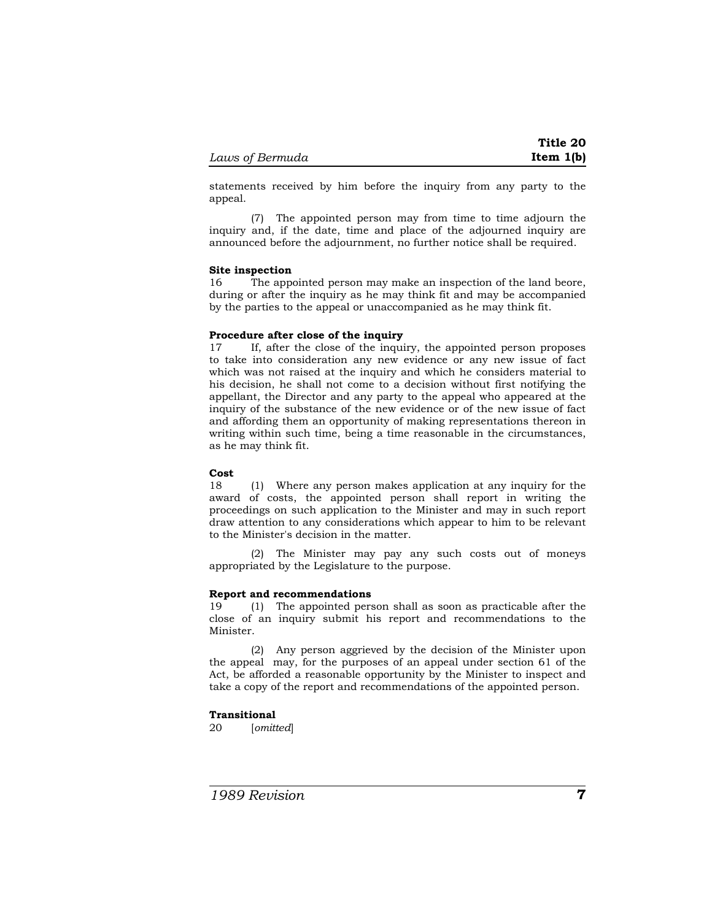statements received by him before the inquiry from any party to the appeal.

(7) The appointed person may from time to time adjourn the inquiry and, if the date, time and place of the adjourned inquiry are announced before the adjournment, no further notice shall be required.

**Site inspection**

16 The appointed person may make an inspection of the land beore, during or after the inquiry as he may think fit and may be accompanied by the parties to the appeal or unaccompanied as he may think fit.

**Procedure after close of the inquiry**

17 If, after the close of the inquiry, the appointed person proposes to take into consideration any new evidence or any new issue of fact which was not raised at the inquiry and which he considers material to his decision, he shall not come to a decision without first notifying the appellant, the Director and any party to the appeal who appeared at the inquiry of the substance of the new evidence or of the new issue of fact and affording them an opportunity of making representations thereon in writing within such time, being a time reasonable in the circumstances, as he may think fit.

**Cost**

18 (1) Where any person makes application at any inquiry for the award of costs, the appointed person shall report in writing the proceedings on such application to the Minister and may in such report draw attention to any considerations which appear to him to be relevant to the Minister's decision in the matter.

(2) The Minister may pay any such costs out of moneys appropriated by the Legislature to the purpose.

**Report and recommendations**

19 (1) The appointed person shall as soon as practicable after the close of an inquiry submit his report and recommendations to the Minister.

(2) Any person aggrieved by the decision of the Minister upon the appeal may, for the purposes of an appeal under section 61 of the Act, be afforded a reasonable opportunity by the Minister to inspect and take a copy of the report and recommendations of the appointed person.

**Transitional**

20 [*omitted*]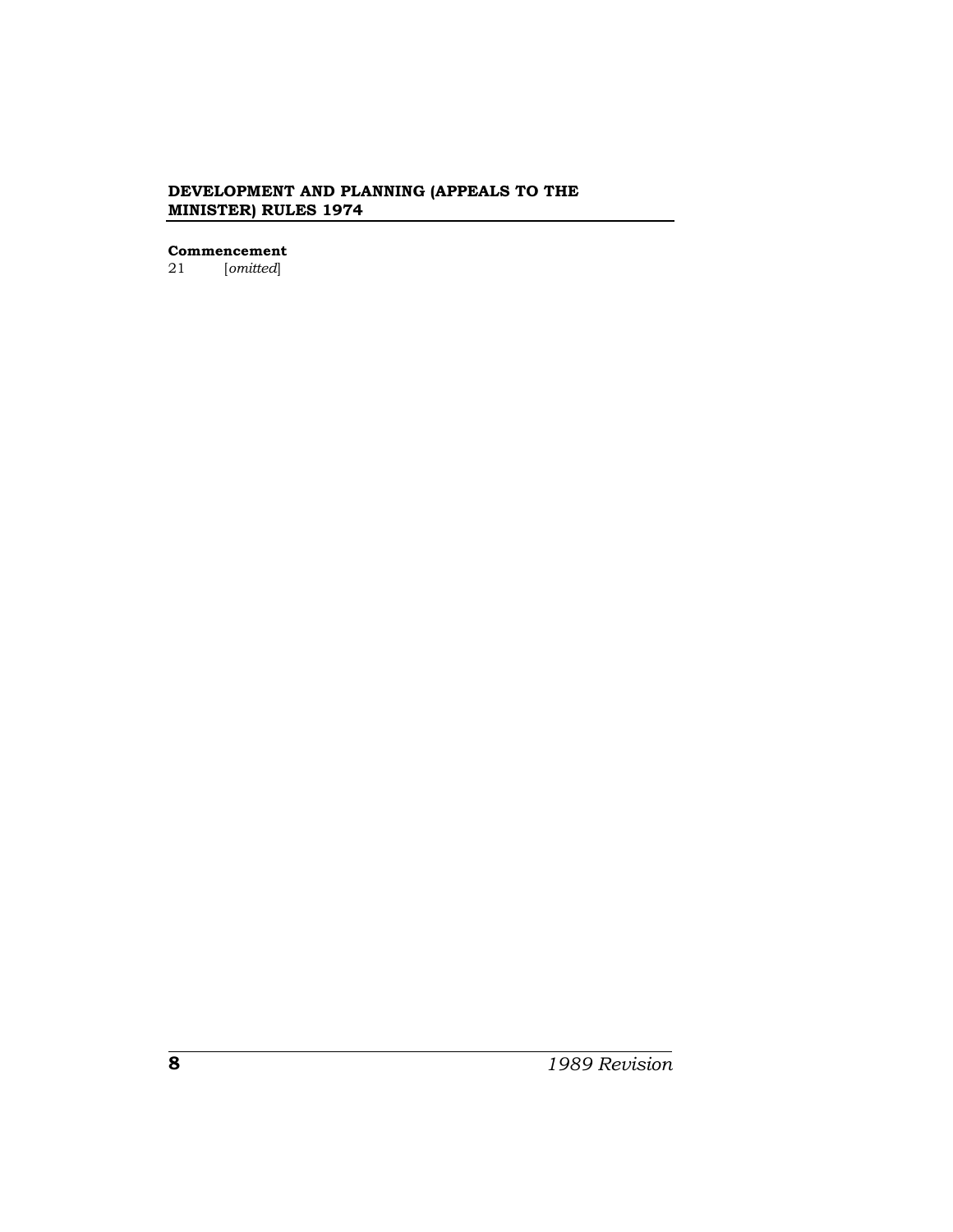**Commencement**

21 [*omitted*]